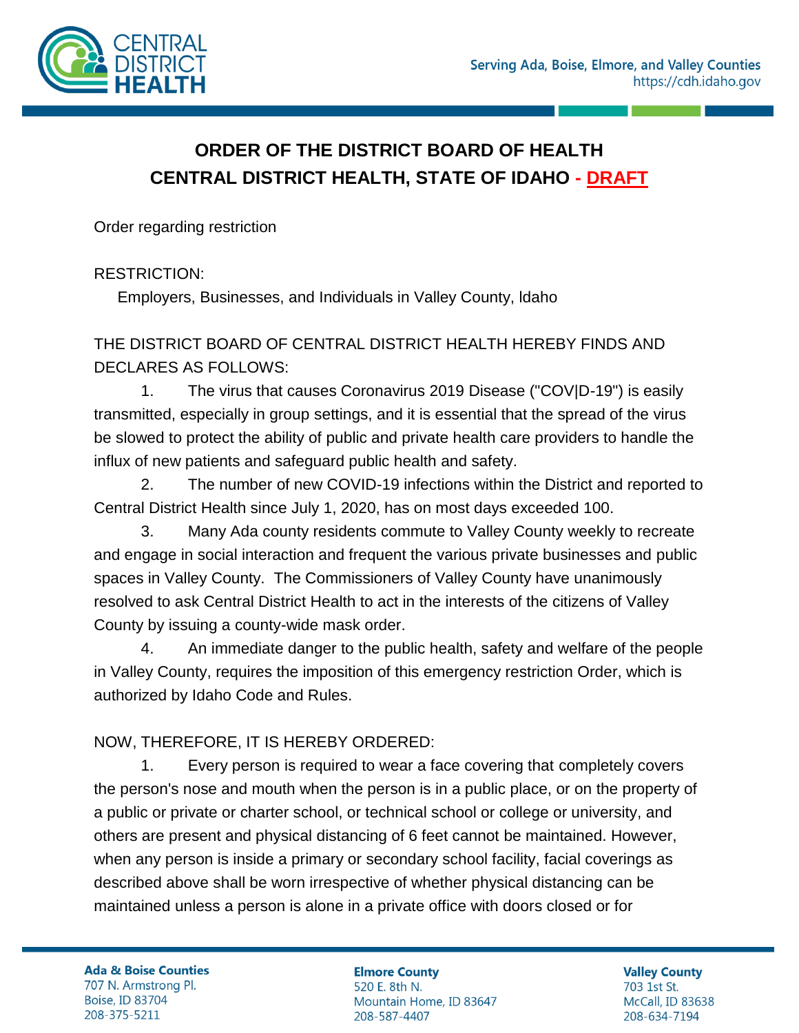# ORDER OF THE DISTRICT BOARD OF HEALTH
# CENTRAL DISTRICT HEALTH, STATE OF IDAHO - DRAFT

Order regarding restriction

RESTRICTION:

Employers, Businesses, and Individuals in Valley County, ldaho

THE DISTRICT BOARD OF CENTRAL DISTRICT HEALTH HEREBY FINDS AND DECLARES AS FOLLOWS:

1. The virus that causes Coronavirus 2019 Disease ("COV|D-19") is easily transmitted, especially in group settings, and it is essential that the spread of the virus be slowed to protect the ability of public and private health care providers to handle the influx of new patients and safeguard public health and safety.

2. The number of new COVID-19 infections within the District and reported to Central District Health since July 1, 2020, has on most days exceeded 100.

3. Many Ada county residents commute to Valley County weekly to recreate and engage in social interaction and frequent the various private businesses and public spaces in Valley County. The Commissioners of Valley County have unanimously resolved to ask Central District Health to act in the interests of the citizens of Valley County by issuing a county-wide mask order.

4. An immediate danger to the public health, safety and welfare of the people in Valley County, requires the imposition of this emergency restriction Order, which is authorized by Idaho Code and Rules.

NOW, THEREFORE, IT IS HEREBY ORDERED:

1. Every person is required to wear a face covering that completely covers the person's nose and mouth when the person is in a public place, or on the property of a public or private or charter school, or technical school or college or university, and others are present and physical distancing of 6 feet cannot be maintained. However, when any person is inside a primary or secondary school facility, facial coverings as described above shall be worn irrespective of whether physical distancing can be maintained unless a person is alone in a private office with doors closed or for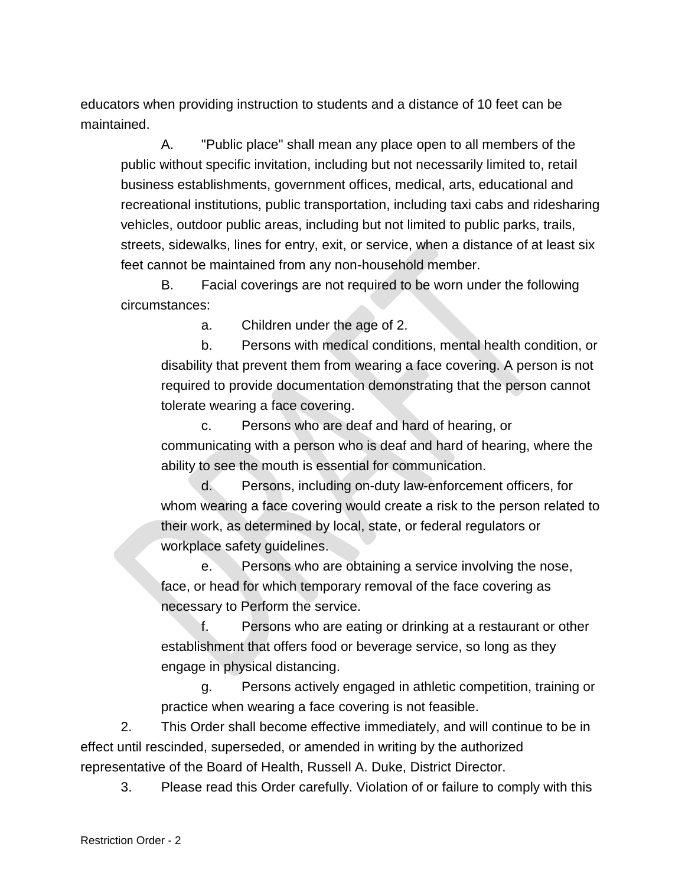educators when providing instruction to students and a distance of 10 feet can be maintained.

A. "Public place" shall mean any place open to all members of the public without specific invitation, including but not necessarily limited to, retail business establishments, government offices, medical, arts, educational and recreational institutions, public transportation, including taxi cabs and ridesharing vehicles, outdoor public areas, including but not limited to public parks, trails, streets, sidewalks, lines for entry, exit, or service, when a distance of at least six feet cannot be maintained from any non-household member.

B. Facial coverings are not required to be worn under the following circumstances:

a. Children under the age of 2.

b. Persons with medical conditions, mental health condition, or disability that prevent them from wearing a face covering. A person is not required to provide documentation demonstrating that the person cannot tolerate wearing a face covering.

c. Persons who are deaf and hard of hearing, or communicating with a person who is deaf and hard of hearing, where the ability to see the mouth is essential for communication.

d. Persons, including on-duty law-enforcement officers, for whom wearing a face covering would create a risk to the person related to their work, as determined by local, state, or federal regulators or workplace safety guidelines.

e. Persons who are obtaining a service involving the nose, face, or head for which temporary removal of the face covering as necessary to Perform the service.

f. Persons who are eating or drinking at a restaurant or other establishment that offers food or beverage service, so long as they engage in physical distancing.

g. Persons actively engaged in athletic competition, training or practice when wearing a face covering is not feasible.

2. This Order shall become effective immediately, and will continue to be in effect until rescinded, superseded, or amended in writing by the authorized representative of the Board of Health, Russell A. Duke, District Director.

3. Please read this Order carefully. Violation of or failure to comply with this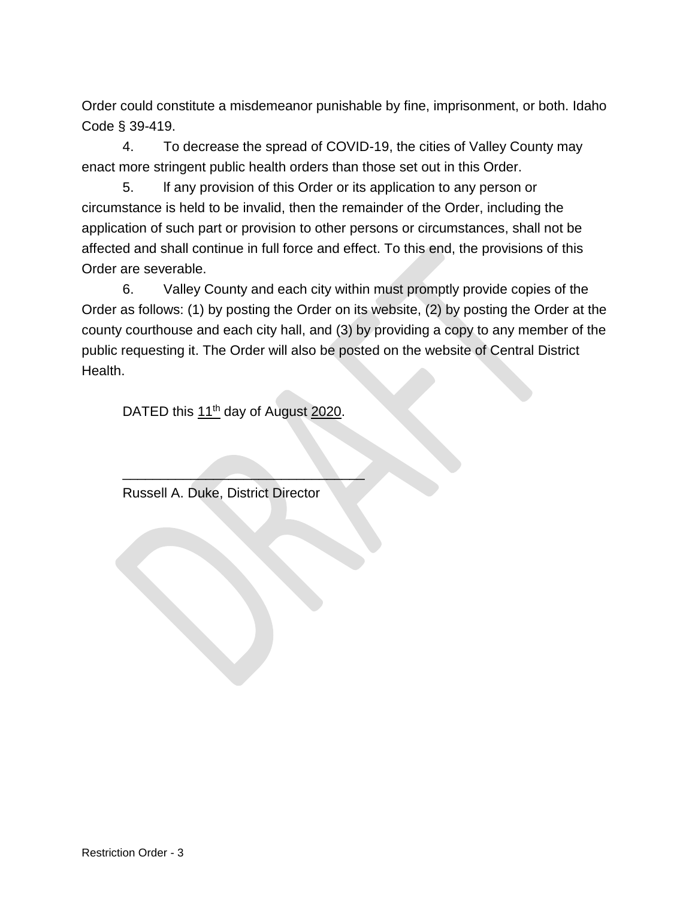Order could constitute a misdemeanor punishable by fine, imprisonment, or both. Idaho Code § 39-419.

4. To decrease the spread of COVID-19, the cities of Valley County may enact more stringent public health orders than those set out in this Order.

5. If any provision of this Order or its application to any person or circumstance is held to be invalid, then the remainder of the Order, including the application of such part or provision to other persons or circumstances, shall not be affected and shall continue in full force and effect. To this end, the provisions of this Order are severable.

6. Valley County and each city within must promptly provide copies of the Order as follows: (1) by posting the Order on its website, (2) by posting the Order at the county courthouse and each city hall, and (3) by providing a copy to any member of the public requesting it. The Order will also be posted on the website of Central District Health.

DATED this 11th day of August 2020.

\_\_\_\_\_\_\_\_\_\_\_\_\_\_\_\_\_\_\_\_\_\_\_\_\_\_\_\_\_\_\_\_

Russell A. Duke, District Director

DRAFT